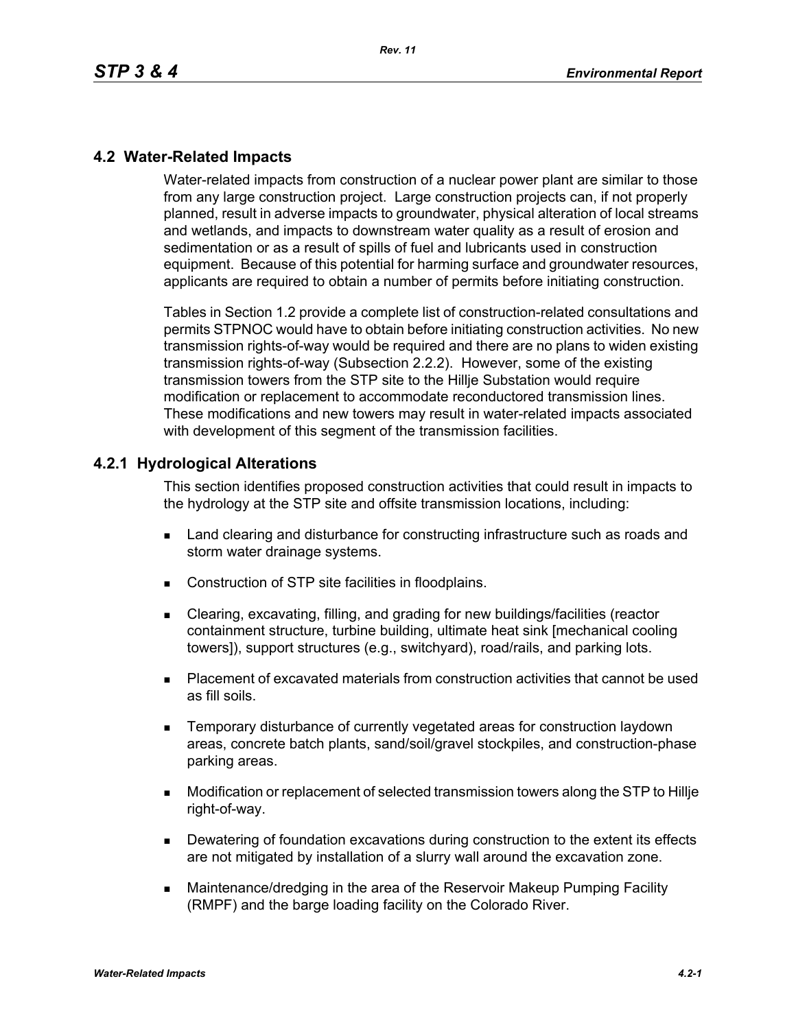## 4.2 Water-Related Impacts

Water-related impacts from construction of a nuclear power plant are similar to those from any large construction project. Large construction projects can, if not properly planned, result in adverse impacts to groundwater, physical alteration of local streams and wetlands, and impacts to downstream water quality as a result of erosion and sedimentation or as a result of spills of fuel and lubricants used in construction equipment. Because of this potential for harming surface and groundwater resources, applicants are required to obtain a number of permits before initiating construction.

Tables in Section 1.2 provide a complete list of construction-related consultations and permits STPNOC would have to obtain before initiating construction activities. No new transmission rights-of-way would be required and there are no plans to widen existing transmission rights-of-way (Subsection 2.2.2). However, some of the existing transmission towers from the STP site to the Hillje Substation would require modification or replacement to accommodate reconductored transmission lines. These modifications and new towers may result in water-related impacts associated with development of this segment of the transmission facilities.

### 4.2.1 Hydrological Alterations

This section identifies proposed construction activities that could result in impacts to the hydrology at the STP site and offsite transmission locations, including:

- Land clearing and disturbance for constructing infrastructure such as roads and storm water drainage systems.
- Construction of STP site facilities in floodplains.
- Clearing, excavating, filling, and grading for new buildings/facilities (reactor containment structure, turbine building, ultimate heat sink [mechanical cooling towers]), support structures (e.g., switchyard), road/rails, and parking lots.
- Placement of excavated materials from construction activities that cannot be used as fill soils.
- Temporary disturbance of currently vegetated areas for construction laydown areas, concrete batch plants, sand/soil/gravel stockpiles, and construction-phase parking areas.
- Modification or replacement of selected transmission towers along the STP to Hillje right-of-way.
- Dewatering of foundation excavations during construction to the extent its effects are not mitigated by installation of a slurry wall around the excavation zone.
- Maintenance/dredging in the area of the Reservoir Makeup Pumping Facility (RMPF) and the barge loading facility on the Colorado River.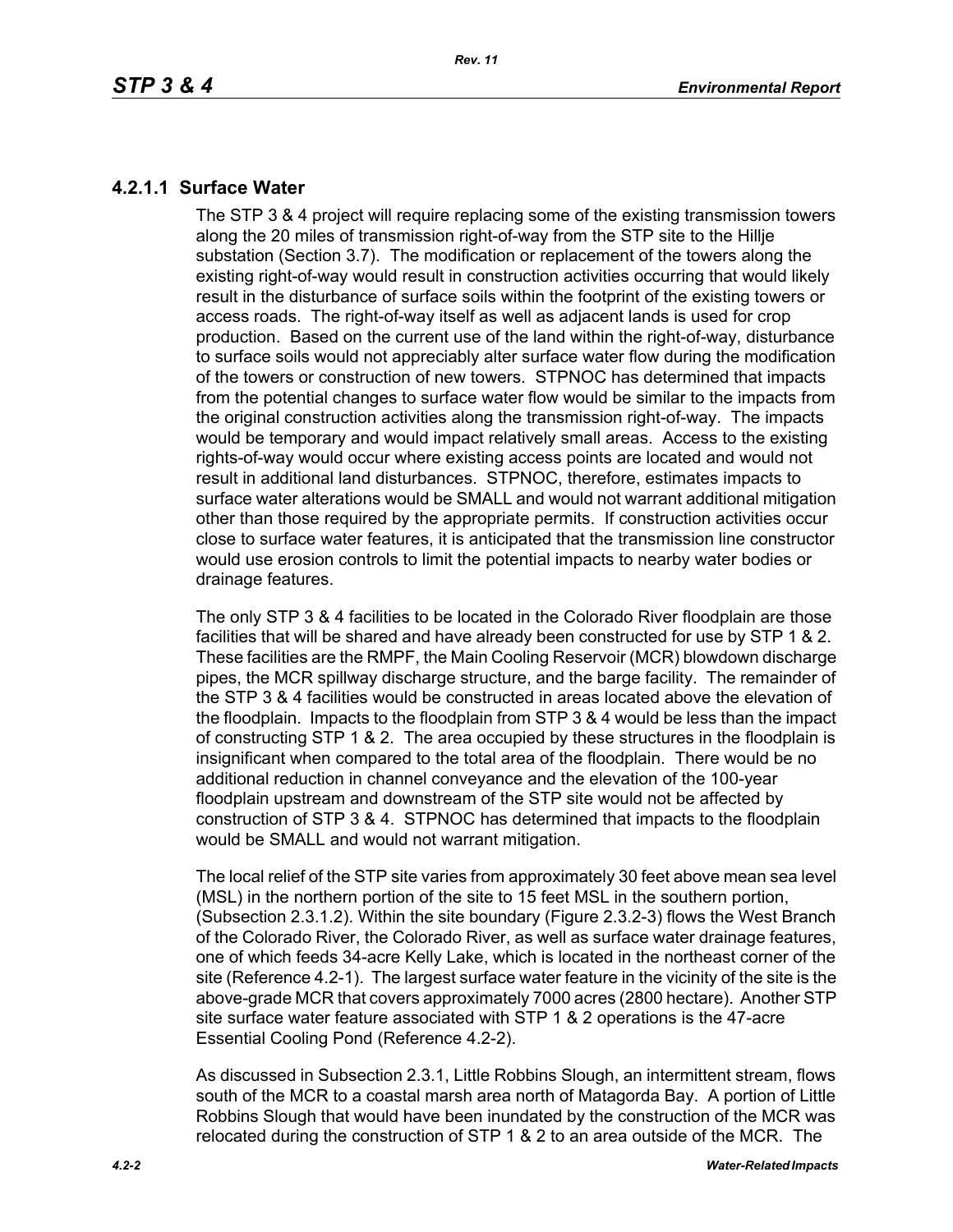### 4.2.1.1 Surface Water

The STP 3 & 4 project will require replacing some of the existing transmission towers along the 20 miles of transmission right-of-way from the STP site to the Hillje substation (Section 3.7). The modification or replacement of the towers along the existing right-of-way would result in construction activities occurring that would likely result in the disturbance of surface soils within the footprint of the existing towers or access roads. The right-of-way itself as well as adjacent lands is used for crop production. Based on the current use of the land within the right-of-way, disturbance to surface soils would not appreciably alter surface water flow during the modification of the towers or construction of new towers. STPNOC has determined that impacts from the potential changes to surface water flow would be similar to the impacts from the original construction activities along the transmission right-of-way. The impacts would be temporary and would impact relatively small areas. Access to the existing rights-of-way would occur where existing access points are located and would not result in additional land disturbances. STPNOC, therefore, estimates impacts to surface water alterations would be SMALL and would not warrant additional mitigation other than those required by the appropriate permits. If construction activities occur close to surface water features, it is anticipated that the transmission line constructor would use erosion controls to limit the potential impacts to nearby water bodies or drainage features.

The only STP 3 & 4 facilities to be located in the Colorado River floodplain are those facilities that will be shared and have already been constructed for use by STP 1 & 2. These facilities are the RMPF, the Main Cooling Reservoir (MCR) blowdown discharge pipes, the MCR spillway discharge structure, and the barge facility. The remainder of the STP 3 & 4 facilities would be constructed in areas located above the elevation of the floodplain. Impacts to the floodplain from STP 3 & 4 would be less than the impact of constructing STP 1 & 2. The area occupied by these structures in the floodplain is insignificant when compared to the total area of the floodplain. There would be no additional reduction in channel conveyance and the elevation of the 100-year floodplain upstream and downstream of the STP site would not be affected by construction of STP 3 & 4. STPNOC has determined that impacts to the floodplain would be SMALL and would not warrant mitigation.

The local relief of the STP site varies from approximately 30 feet above mean sea level (MSL) in the northern portion of the site to 15 feet MSL in the southern portion, (Subsection 2.3.1.2). Within the site boundary (Figure 2.3.2-3) flows the West Branch of the Colorado River, the Colorado River, as well as surface water drainage features, one of which feeds 34-acre Kelly Lake, which is located in the northeast corner of the site (Reference 4.2-1). The largest surface water feature in the vicinity of the site is the above-grade MCR that covers approximately 7000 acres (2800 hectare). Another STP site surface water feature associated with STP 1 & 2 operations is the 47-acre Essential Cooling Pond (Reference 4.2-2).

As discussed in Subsection 2.3.1, Little Robbins Slough, an intermittent stream, flows south of the MCR to a coastal marsh area north of Matagorda Bay. A portion of Little Robbins Slough that would have been inundated by the construction of the MCR was relocated during the construction of STP 1 & 2 to an area outside of the MCR. The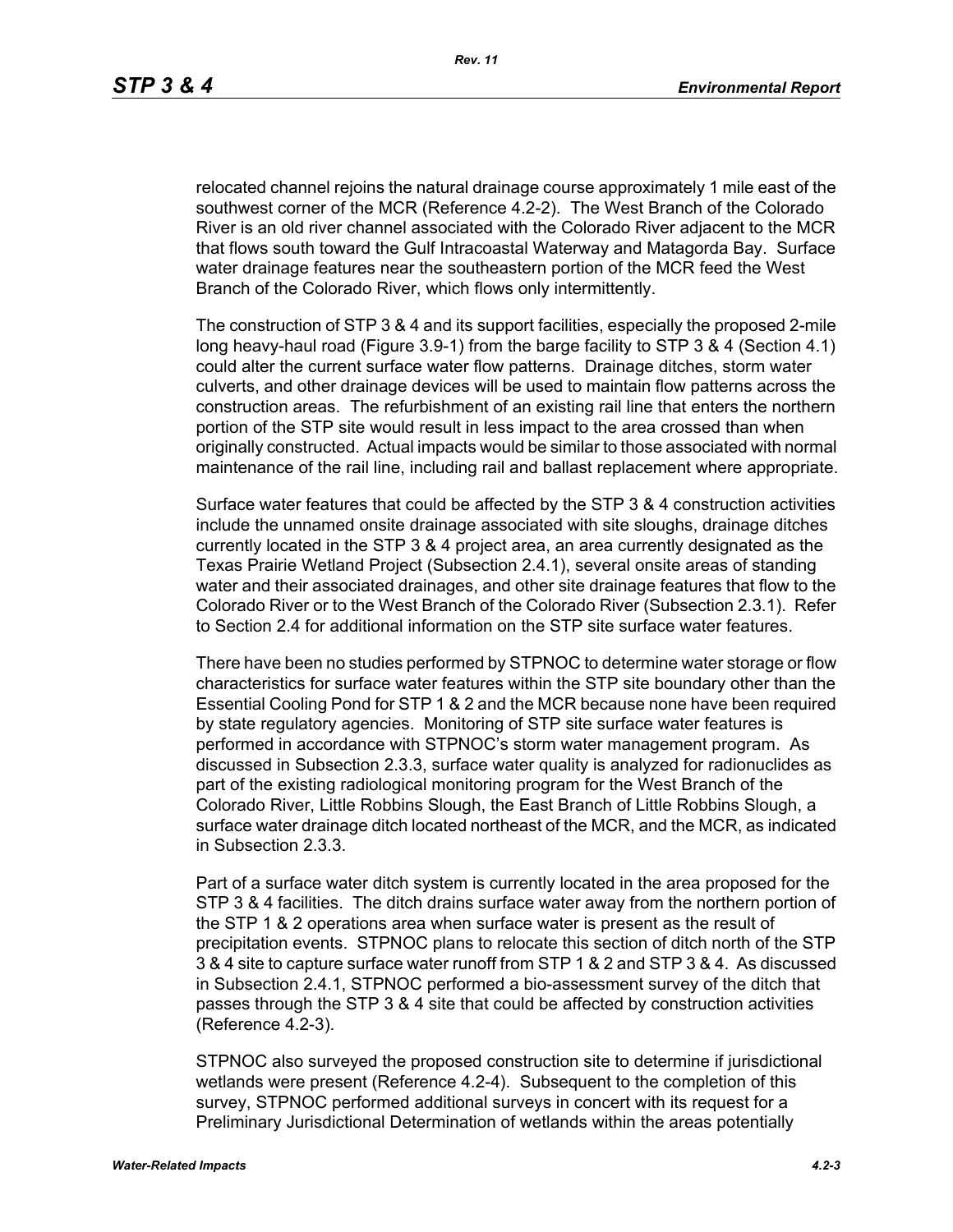relocated channel rejoins the natural drainage course approximately 1 mile east of the southwest corner of the MCR (Reference 4.2-2). The West Branch of the Colorado River is an old river channel associated with the Colorado River adjacent to the MCR that flows south toward the Gulf Intracoastal Waterway and Matagorda Bay. Surface water drainage features near the southeastern portion of the MCR feed the West Branch of the Colorado River, which flows only intermittently.

The construction of STP 3 & 4 and its support facilities, especially the proposed 2-mile long heavy-haul road (Figure 3.9-1) from the barge facility to STP 3 & 4 (Section 4.1) could alter the current surface water flow patterns. Drainage ditches, storm water culverts, and other drainage devices will be used to maintain flow patterns across the construction areas. The refurbishment of an existing rail line that enters the northern portion of the STP site would result in less impact to the area crossed than when originally constructed. Actual impacts would be similar to those associated with normal maintenance of the rail line, including rail and ballast replacement where appropriate.

Surface water features that could be affected by the STP 3 & 4 construction activities include the unnamed onsite drainage associated with site sloughs, drainage ditches currently located in the STP 3 & 4 project area, an area currently designated as the Texas Prairie Wetland Project (Subsection 2.4.1), several onsite areas of standing water and their associated drainages, and other site drainage features that flow to the Colorado River or to the West Branch of the Colorado River (Subsection 2.3.1). Refer to Section 2.4 for additional information on the STP site surface water features.

There have been no studies performed by STPNOC to determine water storage or flow characteristics for surface water features within the STP site boundary other than the Essential Cooling Pond for STP 1 & 2 and the MCR because none have been required by state regulatory agencies. Monitoring of STP site surface water features is performed in accordance with STPNOC's storm water management program. As discussed in Subsection 2.3.3, surface water quality is analyzed for radionuclides as part of the existing radiological monitoring program for the West Branch of the Colorado River, Little Robbins Slough, the East Branch of Little Robbins Slough, a surface water drainage ditch located northeast of the MCR, and the MCR, as indicated in Subsection 2.3.3.

Part of a surface water ditch system is currently located in the area proposed for the STP 3 & 4 facilities. The ditch drains surface water away from the northern portion of the STP 1 & 2 operations area when surface water is present as the result of precipitation events. STPNOC plans to relocate this section of ditch north of the STP 3 & 4 site to capture surface water runoff from STP 1 & 2 and STP 3 & 4. As discussed in Subsection 2.4.1, STPNOC performed a bio-assessment survey of the ditch that passes through the STP 3 & 4 site that could be affected by construction activities (Reference 4.2-3).

STPNOC also surveyed the proposed construction site to determine if jurisdictional wetlands were present (Reference 4.2-4). Subsequent to the completion of this survey, STPNOC performed additional surveys in concert with its request for a Preliminary Jurisdictional Determination of wetlands within the areas potentially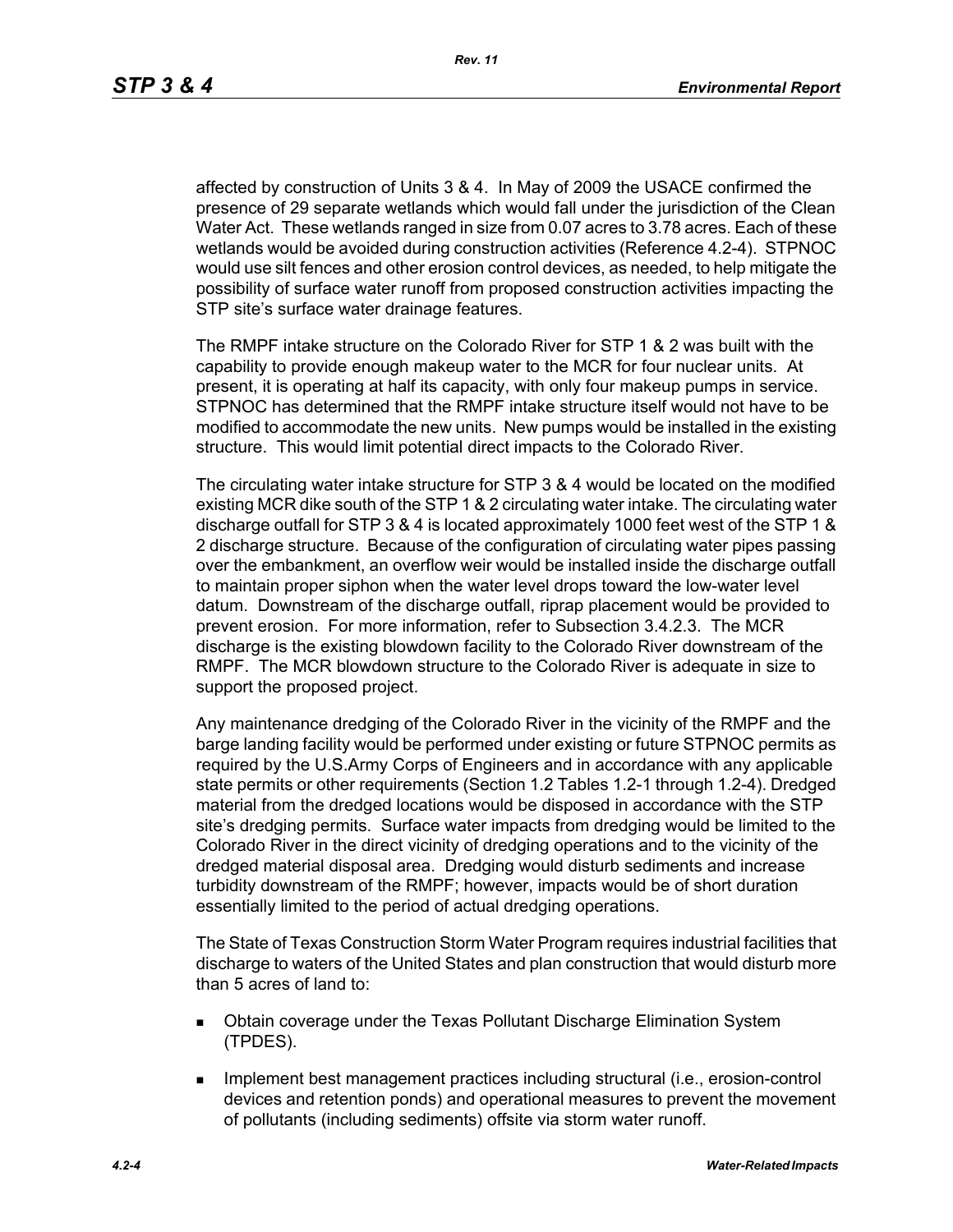affected by construction of Units 3 & 4. In May of 2009 the USACE confirmed the presence of 29 separate wetlands which would fall under the jurisdiction of the Clean Water Act. These wetlands ranged in size from 0.07 acres to 3.78 acres. Each of these wetlands would be avoided during construction activities (Reference 4.2-4). STPNOC would use silt fences and other erosion control devices, as needed, to help mitigate the possibility of surface water runoff from proposed construction activities impacting the STP site's surface water drainage features.

The RMPF intake structure on the Colorado River for STP 1 & 2 was built with the capability to provide enough makeup water to the MCR for four nuclear units. At present, it is operating at half its capacity, with only four makeup pumps in service. STPNOC has determined that the RMPF intake structure itself would not have to be modified to accommodate the new units. New pumps would be installed in the existing structure. This would limit potential direct impacts to the Colorado River.

The circulating water intake structure for STP 3 & 4 would be located on the modified existing MCR dike south of the STP 1 & 2 circulating water intake. The circulating water discharge outfall for STP 3 & 4 is located approximately 1000 feet west of the STP 1 & 2 discharge structure. Because of the configuration of circulating water pipes passing over the embankment, an overflow weir would be installed inside the discharge outfall to maintain proper siphon when the water level drops toward the low-water level datum. Downstream of the discharge outfall, riprap placement would be provided to prevent erosion. For more information, refer to Subsection 3.4.2.3. The MCR discharge is the existing blowdown facility to the Colorado River downstream of the RMPF. The MCR blowdown structure to the Colorado River is adequate in size to support the proposed project.

Any maintenance dredging of the Colorado River in the vicinity of the RMPF and the barge landing facility would be performed under existing or future STPNOC permits as required by the U.S.Army Corps of Engineers and in accordance with any applicable state permits or other requirements (Section 1.2 Tables 1.2-1 through 1.2-4). Dredged material from the dredged locations would be disposed in accordance with the STP site's dredging permits. Surface water impacts from dredging would be limited to the Colorado River in the direct vicinity of dredging operations and to the vicinity of the dredged material disposal area. Dredging would disturb sediments and increase turbidity downstream of the RMPF; however, impacts would be of short duration essentially limited to the period of actual dredging operations.

The State of Texas Construction Storm Water Program requires industrial facilities that discharge to waters of the United States and plan construction that would disturb more than 5 acres of land to:

- Obtain coverage under the Texas Pollutant Discharge Elimination System (TPDES).
- Implement best management practices including structural (i.e., erosion-control devices and retention ponds) and operational measures to prevent the movement of pollutants (including sediments) offsite via storm water runoff.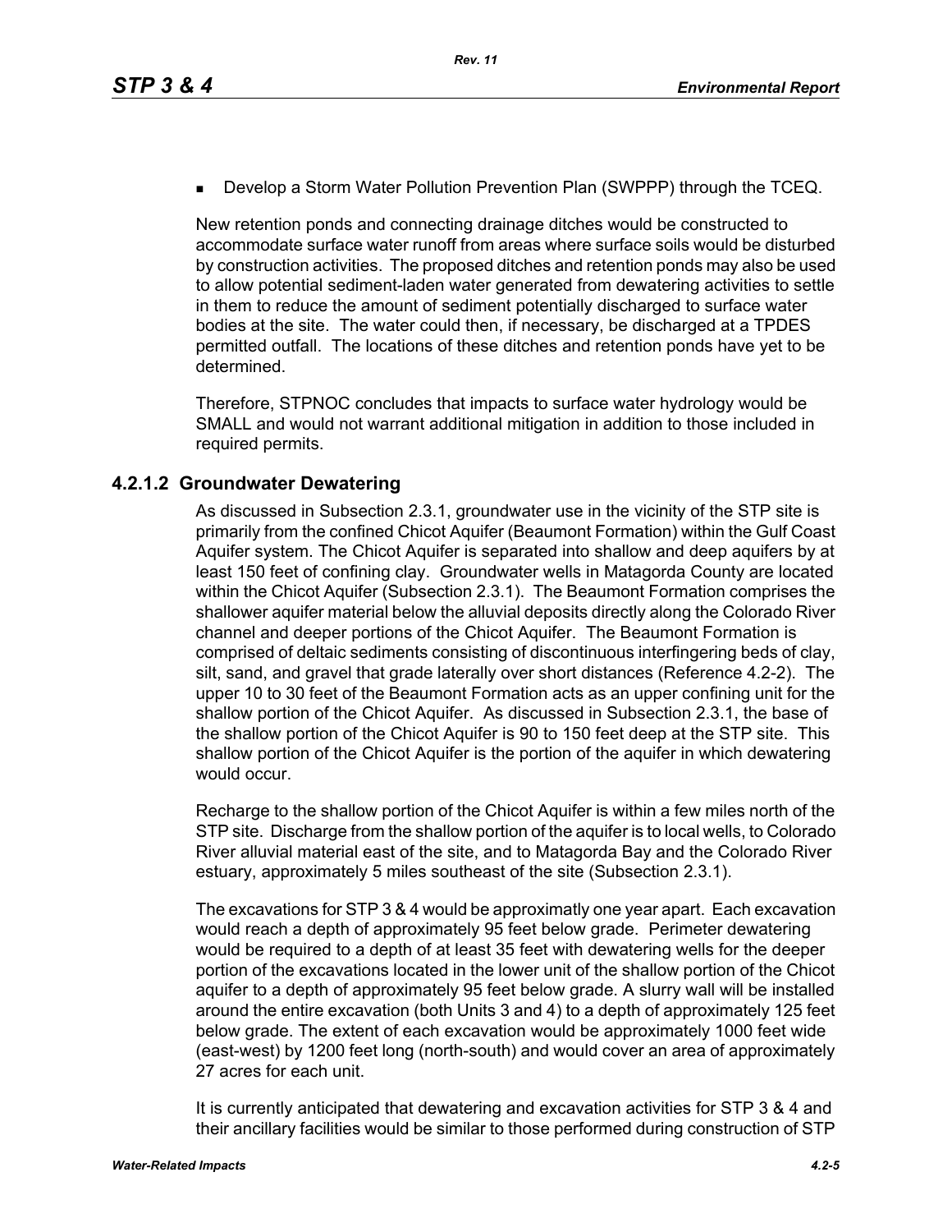- Develop a Storm Water Pollution Prevention Plan (SWPPP) through the TCEQ.

New retention ponds and connecting drainage ditches would be constructed to accommodate surface water runoff from areas where surface soils would be disturbed by construction activities. The proposed ditches and retention ponds may also be used to allow potential sediment-laden water generated from dewatering activities to settle in them to reduce the amount of sediment potentially discharged to surface water bodies at the site. The water could then, if necessary, be discharged at a TPDES permitted outfall. The locations of these ditches and retention ponds have yet to be determined.

Therefore, STPNOC concludes that impacts to surface water hydrology would be SMALL and would not warrant additional mitigation in addition to those included in required permits.

### 4.2.1.2 Groundwater Dewatering

As discussed in Subsection 2.3.1, groundwater use in the vicinity of the STP site is primarily from the confined Chicot Aquifer (Beaumont Formation) within the Gulf Coast Aquifer system. The Chicot Aquifer is separated into shallow and deep aquifers by at least 150 feet of confining clay. Groundwater wells in Matagorda County are located within the Chicot Aquifer (Subsection 2.3.1). The Beaumont Formation comprises the shallower aquifer material below the alluvial deposits directly along the Colorado River channel and deeper portions of the Chicot Aquifer. The Beaumont Formation is comprised of deltaic sediments consisting of discontinuous interfingering beds of clay, silt, sand, and gravel that grade laterally over short distances (Reference 4.2-2). The upper 10 to 30 feet of the Beaumont Formation acts as an upper confining unit for the shallow portion of the Chicot Aquifer. As discussed in Subsection 2.3.1, the base of the shallow portion of the Chicot Aquifer is 90 to 150 feet deep at the STP site. This shallow portion of the Chicot Aquifer is the portion of the aquifer in which dewatering would occur.

Recharge to the shallow portion of the Chicot Aquifer is within a few miles north of the STP site. Discharge from the shallow portion of the aquifer is to local wells, to Colorado River alluvial material east of the site, and to Matagorda Bay and the Colorado River estuary, approximately 5 miles southeast of the site (Subsection 2.3.1).

The excavations for STP 3 & 4 would be approximatly one year apart. Each excavation would reach a depth of approximately 95 feet below grade. Perimeter dewatering would be required to a depth of at least 35 feet with dewatering wells for the deeper portion of the excavations located in the lower unit of the shallow portion of the Chicot aquifer to a depth of approximately 95 feet below grade. A slurry wall will be installed around the entire excavation (both Units 3 and 4) to a depth of approximately 125 feet below grade. The extent of each excavation would be approximately 1000 feet wide (east-west) by 1200 feet long (north-south) and would cover an area of approximately 27 acres for each unit.

It is currently anticipated that dewatering and excavation activities for STP 3 & 4 and their ancillary facilities would be similar to those performed during construction of STP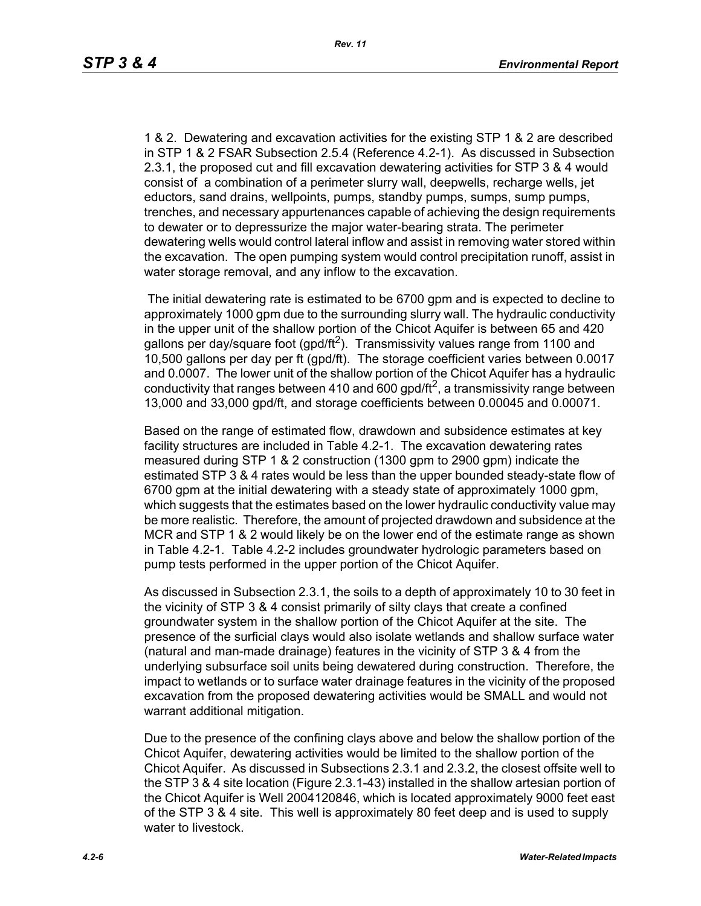1 & 2. Dewatering and excavation activities for the existing STP 1 & 2 are described in STP 1 & 2 FSAR Subsection 2.5.4 (Reference 4.2-1). As discussed in Subsection 2.3.1, the proposed cut and fill excavation dewatering activities for STP 3 & 4 would consist of a combination of a perimeter slurry wall, deepwells, recharge wells, jet eductors, sand drains, wellpoints, pumps, standby pumps, sumps, sump pumps, trenches, and necessary appurtenances capable of achieving the design requirements to dewater or to depressurize the major water-bearing strata. The perimeter dewatering wells would control lateral inflow and assist in removing water stored within the excavation. The open pumping system would control precipitation runoff, assist in water storage removal, and any inflow to the excavation.

The initial dewatering rate is estimated to be 6700 gpm and is expected to decline to approximately 1000 gpm due to the surrounding slurry wall. The hydraulic conductivity in the upper unit of the shallow portion of the Chicot Aquifer is between 65 and 420 gallons per day/square foot (gpd/ft$^2$). Transmissivity values range from 1100 and 10,500 gallons per day per ft (gpd/ft). The storage coefficient varies between 0.0017 and 0.0007. The lower unit of the shallow portion of the Chicot Aquifer has a hydraulic conductivity that ranges between 410 and 600 gpd/ft$^2$, a transmissivity range between 13,000 and 33,000 gpd/ft, and storage coefficients between 0.00045 and 0.00071.

Based on the range of estimated flow, drawdown and subsidence estimates at key facility structures are included in Table 4.2-1. The excavation dewatering rates measured during STP 1 & 2 construction (1300 gpm to 2900 gpm) indicate the estimated STP 3 & 4 rates would be less than the upper bounded steady-state flow of 6700 gpm at the initial dewatering with a steady state of approximately 1000 gpm, which suggests that the estimates based on the lower hydraulic conductivity value may be more realistic. Therefore, the amount of projected drawdown and subsidence at the MCR and STP 1 & 2 would likely be on the lower end of the estimate range as shown in Table 4.2-1. Table 4.2-2 includes groundwater hydrologic parameters based on pump tests performed in the upper portion of the Chicot Aquifer.

As discussed in Subsection 2.3.1, the soils to a depth of approximately 10 to 30 feet in the vicinity of STP 3 & 4 consist primarily of silty clays that create a confined groundwater system in the shallow portion of the Chicot Aquifer at the site. The presence of the surficial clays would also isolate wetlands and shallow surface water (natural and man-made drainage) features in the vicinity of STP 3 & 4 from the underlying subsurface soil units being dewatered during construction. Therefore, the impact to wetlands or to surface water drainage features in the vicinity of the proposed excavation from the proposed dewatering activities would be SMALL and would not warrant additional mitigation.

Due to the presence of the confining clays above and below the shallow portion of the Chicot Aquifer, dewatering activities would be limited to the shallow portion of the Chicot Aquifer. As discussed in Subsections 2.3.1 and 2.3.2, the closest offsite well to the STP 3 & 4 site location (Figure 2.3.1-43) installed in the shallow artesian portion of the Chicot Aquifer is Well 2004120846, which is located approximately 9000 feet east of the STP 3 & 4 site. This well is approximately 80 feet deep and is used to supply water to livestock.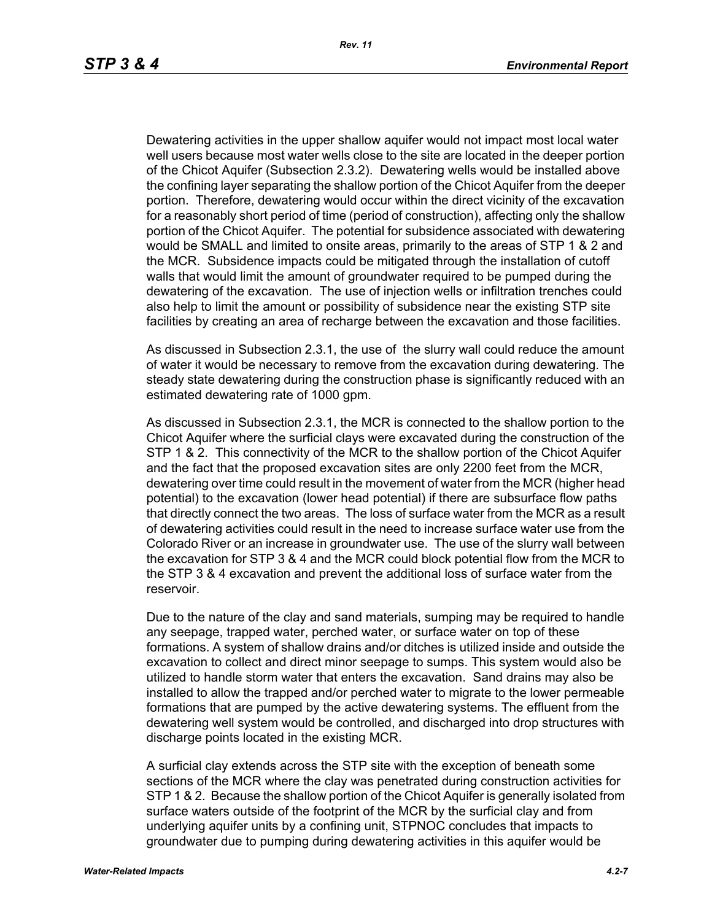Dewatering activities in the upper shallow aquifer would not impact most local water well users because most water wells close to the site are located in the deeper portion of the Chicot Aquifer (Subsection 2.3.2). Dewatering wells would be installed above the confining layer separating the shallow portion of the Chicot Aquifer from the deeper portion. Therefore, dewatering would occur within the direct vicinity of the excavation for a reasonably short period of time (period of construction), affecting only the shallow portion of the Chicot Aquifer. The potential for subsidence associated with dewatering would be SMALL and limited to onsite areas, primarily to the areas of STP 1 & 2 and the MCR. Subsidence impacts could be mitigated through the installation of cutoff walls that would limit the amount of groundwater required to be pumped during the dewatering of the excavation. The use of injection wells or infiltration trenches could also help to limit the amount or possibility of subsidence near the existing STP site facilities by creating an area of recharge between the excavation and those facilities.

As discussed in Subsection 2.3.1, the use of the slurry wall could reduce the amount of water it would be necessary to remove from the excavation during dewatering. The steady state dewatering during the construction phase is significantly reduced with an estimated dewatering rate of 1000 gpm.

As discussed in Subsection 2.3.1, the MCR is connected to the shallow portion to the Chicot Aquifer where the surficial clays were excavated during the construction of the STP 1 & 2. This connectivity of the MCR to the shallow portion of the Chicot Aquifer and the fact that the proposed excavation sites are only 2200 feet from the MCR, dewatering over time could result in the movement of water from the MCR (higher head potential) to the excavation (lower head potential) if there are subsurface flow paths that directly connect the two areas. The loss of surface water from the MCR as a result of dewatering activities could result in the need to increase surface water use from the Colorado River or an increase in groundwater use. The use of the slurry wall between the excavation for STP 3 & 4 and the MCR could block potential flow from the MCR to the STP 3 & 4 excavation and prevent the additional loss of surface water from the reservoir.

Due to the nature of the clay and sand materials, sumping may be required to handle any seepage, trapped water, perched water, or surface water on top of these formations. A system of shallow drains and/or ditches is utilized inside and outside the excavation to collect and direct minor seepage to sumps. This system would also be utilized to handle storm water that enters the excavation. Sand drains may also be installed to allow the trapped and/or perched water to migrate to the lower permeable formations that are pumped by the active dewatering systems. The effluent from the dewatering well system would be controlled, and discharged into drop structures with discharge points located in the existing MCR.

A surficial clay extends across the STP site with the exception of beneath some sections of the MCR where the clay was penetrated during construction activities for STP 1 & 2. Because the shallow portion of the Chicot Aquifer is generally isolated from surface waters outside of the footprint of the MCR by the surficial clay and from underlying aquifer units by a confining unit, STPNOC concludes that impacts to groundwater due to pumping during dewatering activities in this aquifer would be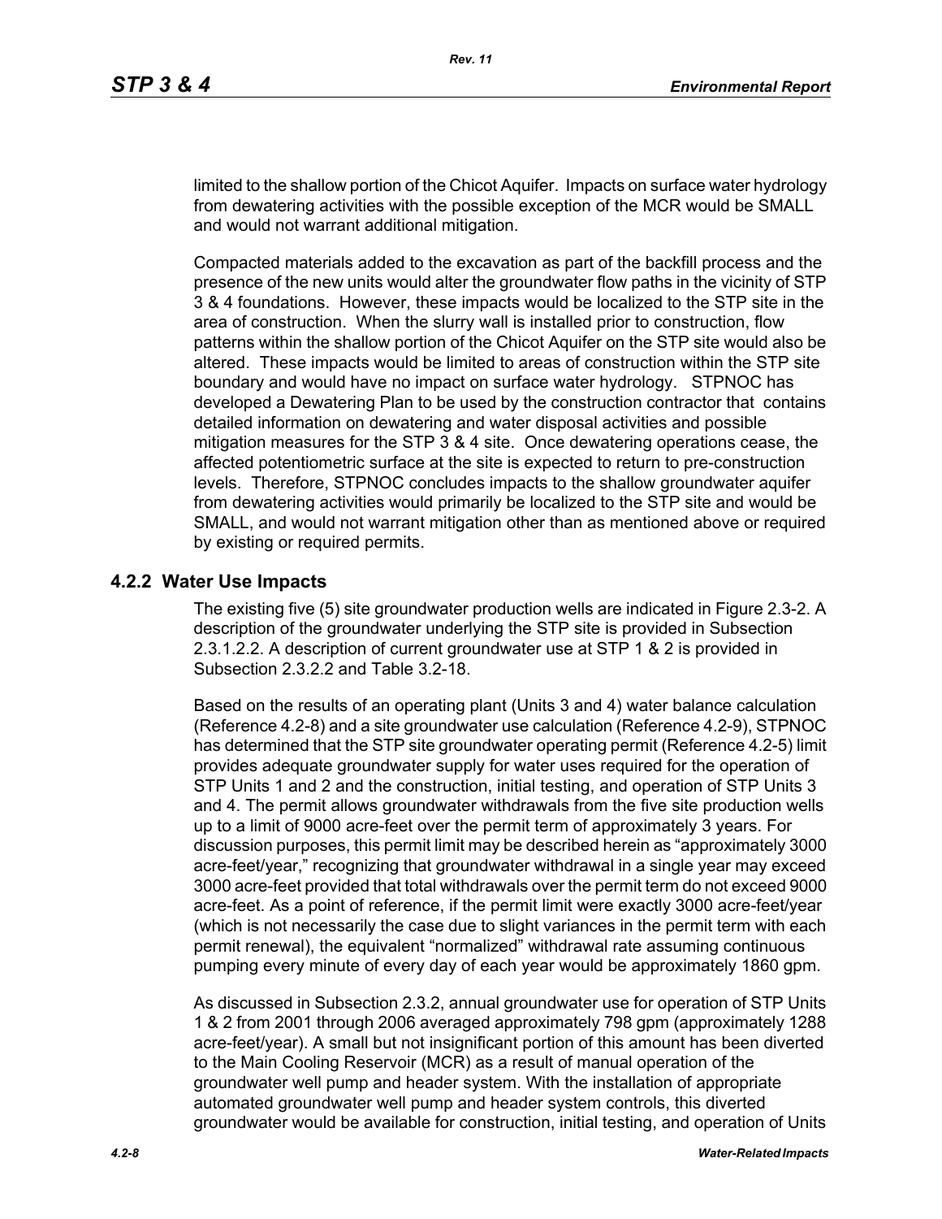limited to the shallow portion of the Chicot Aquifer. Impacts on surface water hydrology from dewatering activities with the possible exception of the MCR would be SMALL and would not warrant additional mitigation.

Compacted materials added to the excavation as part of the backfill process and the presence of the new units would alter the groundwater flow paths in the vicinity of STP 3 & 4 foundations. However, these impacts would be localized to the STP site in the area of construction. When the slurry wall is installed prior to construction, flow patterns within the shallow portion of the Chicot Aquifer on the STP site would also be altered. These impacts would be limited to areas of construction within the STP site boundary and would have no impact on surface water hydrology. STPNOC has developed a Dewatering Plan to be used by the construction contractor that contains detailed information on dewatering and water disposal activities and possible mitigation measures for the STP 3 & 4 site. Once dewatering operations cease, the affected potentiometric surface at the site is expected to return to pre-construction levels. Therefore, STPNOC concludes impacts to the shallow groundwater aquifer from dewatering activities would primarily be localized to the STP site and would be SMALL, and would not warrant mitigation other than as mentioned above or required by existing or required permits.

### 4.2.2 Water Use Impacts

The existing five (5) site groundwater production wells are indicated in Figure 2.3-2. A description of the groundwater underlying the STP site is provided in Subsection 2.3.1.2.2. A description of current groundwater use at STP 1 & 2 is provided in Subsection 2.3.2.2 and Table 3.2-18.

Based on the results of an operating plant (Units 3 and 4) water balance calculation (Reference 4.2-8) and a site groundwater use calculation (Reference 4.2-9), STPNOC has determined that the STP site groundwater operating permit (Reference 4.2-5) limit provides adequate groundwater supply for water uses required for the operation of STP Units 1 and 2 and the construction, initial testing, and operation of STP Units 3 and 4. The permit allows groundwater withdrawals from the five site production wells up to a limit of 9000 acre-feet over the permit term of approximately 3 years. For discussion purposes, this permit limit may be described herein as "approximately 3000 acre-feet/year," recognizing that groundwater withdrawal in a single year may exceed 3000 acre-feet provided that total withdrawals over the permit term do not exceed 9000 acre-feet. As a point of reference, if the permit limit were exactly 3000 acre-feet/year (which is not necessarily the case due to slight variances in the permit term with each permit renewal), the equivalent "normalized" withdrawal rate assuming continuous pumping every minute of every day of each year would be approximately 1860 gpm.

As discussed in Subsection 2.3.2, annual groundwater use for operation of STP Units 1 & 2 from 2001 through 2006 averaged approximately 798 gpm (approximately 1288 acre-feet/year). A small but not insignificant portion of this amount has been diverted to the Main Cooling Reservoir (MCR) as a result of manual operation of the groundwater well pump and header system. With the installation of appropriate automated groundwater well pump and header system controls, this diverted groundwater would be available for construction, initial testing, and operation of Units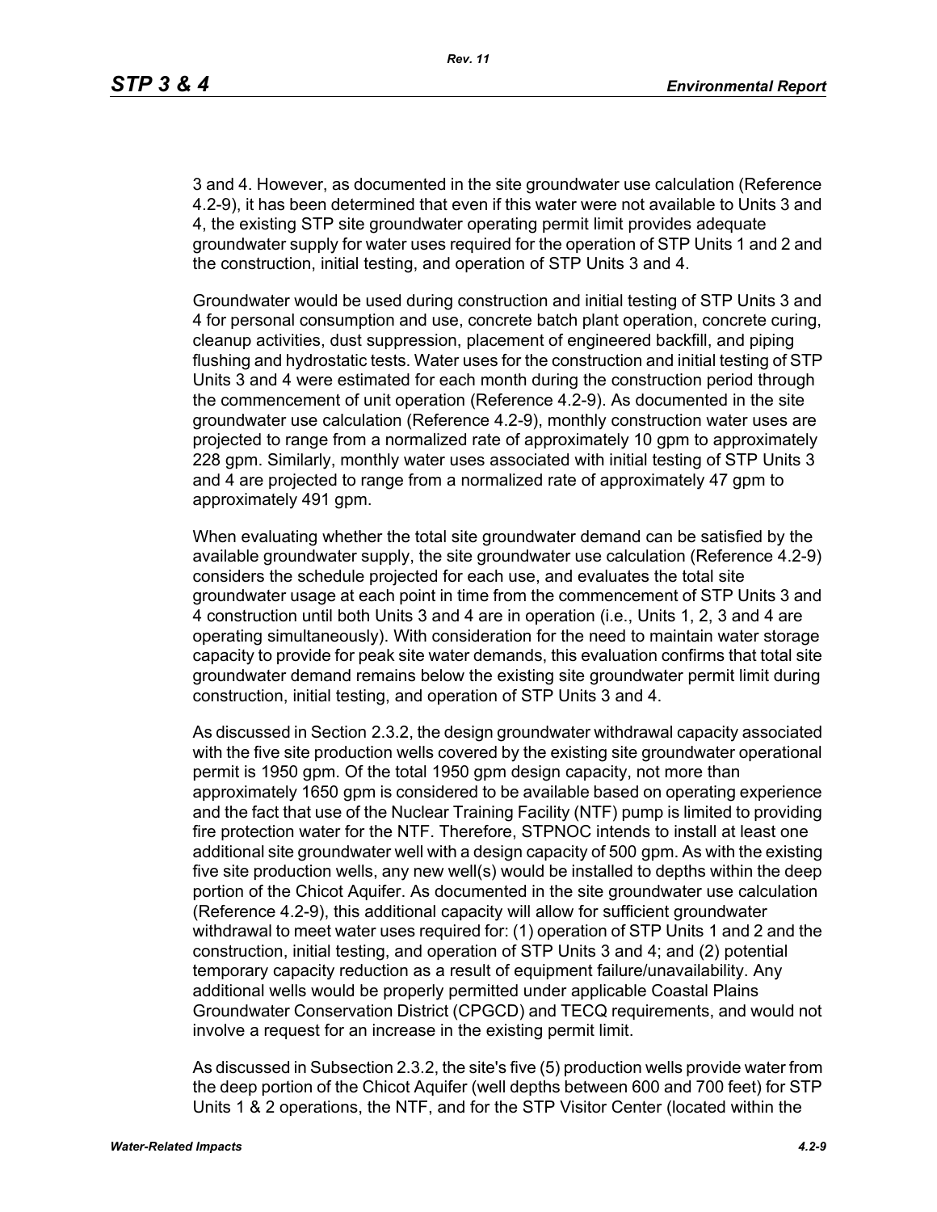3 and 4. However, as documented in the site groundwater use calculation (Reference 4.2-9), it has been determined that even if this water were not available to Units 3 and 4, the existing STP site groundwater operating permit limit provides adequate groundwater supply for water uses required for the operation of STP Units 1 and 2 and the construction, initial testing, and operation of STP Units 3 and 4.

Groundwater would be used during construction and initial testing of STP Units 3 and 4 for personal consumption and use, concrete batch plant operation, concrete curing, cleanup activities, dust suppression, placement of engineered backfill, and piping flushing and hydrostatic tests. Water uses for the construction and initial testing of STP Units 3 and 4 were estimated for each month during the construction period through the commencement of unit operation (Reference 4.2-9). As documented in the site groundwater use calculation (Reference 4.2-9), monthly construction water uses are projected to range from a normalized rate of approximately 10 gpm to approximately 228 gpm. Similarly, monthly water uses associated with initial testing of STP Units 3 and 4 are projected to range from a normalized rate of approximately 47 gpm to approximately 491 gpm.

When evaluating whether the total site groundwater demand can be satisfied by the available groundwater supply, the site groundwater use calculation (Reference 4.2-9) considers the schedule projected for each use, and evaluates the total site groundwater usage at each point in time from the commencement of STP Units 3 and 4 construction until both Units 3 and 4 are in operation (i.e., Units 1, 2, 3 and 4 are operating simultaneously). With consideration for the need to maintain water storage capacity to provide for peak site water demands, this evaluation confirms that total site groundwater demand remains below the existing site groundwater permit limit during construction, initial testing, and operation of STP Units 3 and 4.

As discussed in Section 2.3.2, the design groundwater withdrawal capacity associated with the five site production wells covered by the existing site groundwater operational permit is 1950 gpm. Of the total 1950 gpm design capacity, not more than approximately 1650 gpm is considered to be available based on operating experience and the fact that use of the Nuclear Training Facility (NTF) pump is limited to providing fire protection water for the NTF. Therefore, STPNOC intends to install at least one additional site groundwater well with a design capacity of 500 gpm. As with the existing five site production wells, any new well(s) would be installed to depths within the deep portion of the Chicot Aquifer. As documented in the site groundwater use calculation (Reference 4.2-9), this additional capacity will allow for sufficient groundwater withdrawal to meet water uses required for: (1) operation of STP Units 1 and 2 and the construction, initial testing, and operation of STP Units 3 and 4; and (2) potential temporary capacity reduction as a result of equipment failure/unavailability. Any additional wells would be properly permitted under applicable Coastal Plains Groundwater Conservation District (CPGCD) and TECQ requirements, and would not involve a request for an increase in the existing permit limit.

As discussed in Subsection 2.3.2, the site's five (5) production wells provide water from the deep portion of the Chicot Aquifer (well depths between 600 and 700 feet) for STP Units 1 & 2 operations, the NTF, and for the STP Visitor Center (located within the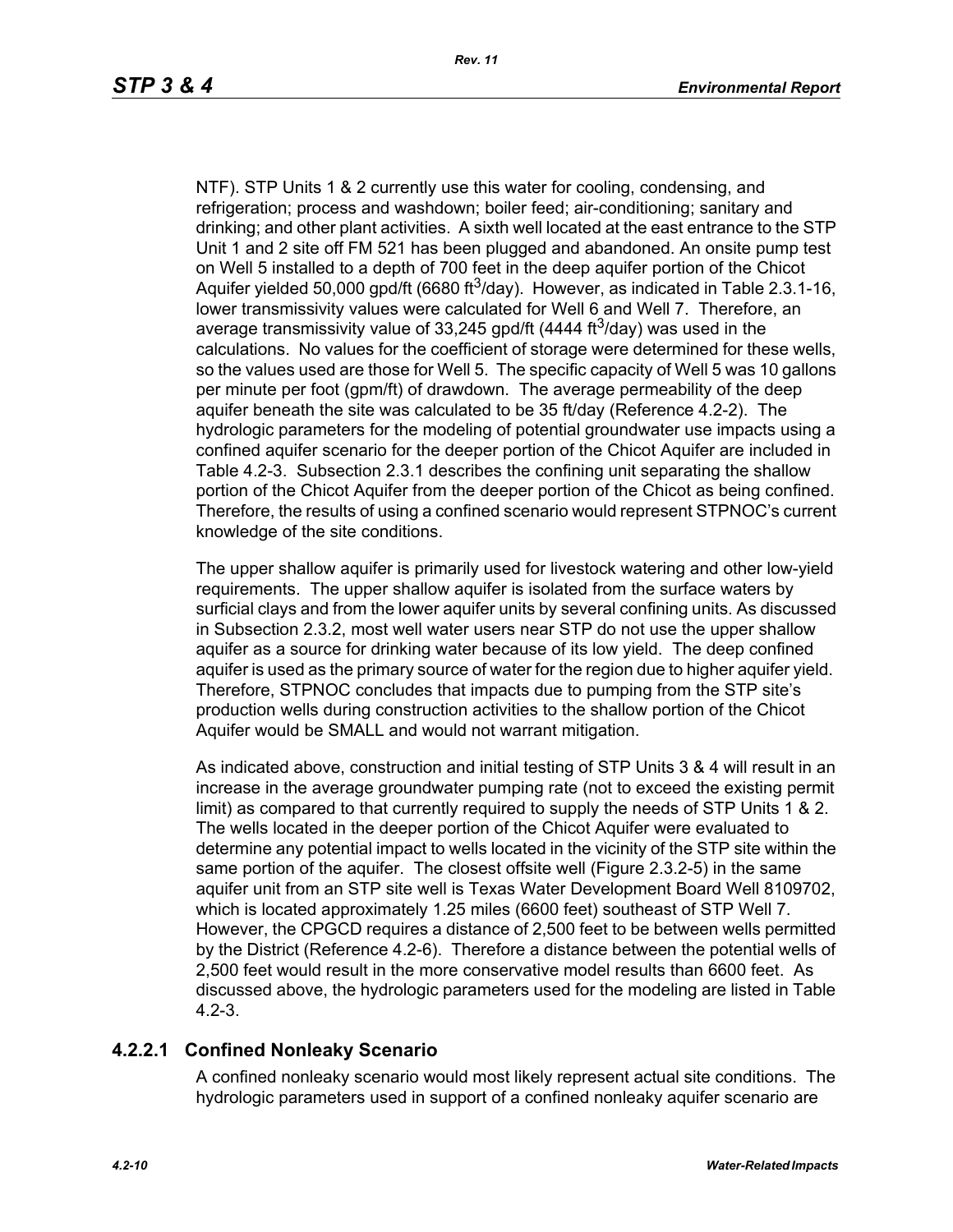NTF). STP Units 1 & 2 currently use this water for cooling, condensing, and refrigeration; process and washdown; boiler feed; air-conditioning; sanitary and drinking; and other plant activities. A sixth well located at the east entrance to the STP Unit 1 and 2 site off FM 521 has been plugged and abandoned. An onsite pump test on Well 5 installed to a depth of 700 feet in the deep aquifer portion of the Chicot Aquifer yielded 50,000 gpd/ft (6680 $ft^3$/day). However, as indicated in Table 2.3.1-16, lower transmissivity values were calculated for Well 6 and Well 7. Therefore, an average transmissivity value of 33,245 gpd/ft (4444 $ft^3$/day) was used in the calculations. No values for the coefficient of storage were determined for these wells, so the values used are those for Well 5. The specific capacity of Well 5 was 10 gallons per minute per foot (gpm/ft) of drawdown. The average permeability of the deep aquifer beneath the site was calculated to be 35 ft/day (Reference 4.2-2). The hydrologic parameters for the modeling of potential groundwater use impacts using a confined aquifer scenario for the deeper portion of the Chicot Aquifer are included in Table 4.2-3. Subsection 2.3.1 describes the confining unit separating the shallow portion of the Chicot Aquifer from the deeper portion of the Chicot as being confined. Therefore, the results of using a confined scenario would represent STPNOC's current knowledge of the site conditions.

The upper shallow aquifer is primarily used for livestock watering and other low-yield requirements. The upper shallow aquifer is isolated from the surface waters by surficial clays and from the lower aquifer units by several confining units. As discussed in Subsection 2.3.2, most well water users near STP do not use the upper shallow aquifer as a source for drinking water because of its low yield. The deep confined aquifer is used as the primary source of water for the region due to higher aquifer yield. Therefore, STPNOC concludes that impacts due to pumping from the STP site's production wells during construction activities to the shallow portion of the Chicot Aquifer would be SMALL and would not warrant mitigation.

As indicated above, construction and initial testing of STP Units 3 & 4 will result in an increase in the average groundwater pumping rate (not to exceed the existing permit limit) as compared to that currently required to supply the needs of STP Units 1 & 2. The wells located in the deeper portion of the Chicot Aquifer were evaluated to determine any potential impact to wells located in the vicinity of the STP site within the same portion of the aquifer. The closest offsite well (Figure 2.3.2-5) in the same aquifer unit from an STP site well is Texas Water Development Board Well 8109702, which is located approximately 1.25 miles (6600 feet) southeast of STP Well 7. However, the CPGCD requires a distance of 2,500 feet to be between wells permitted by the District (Reference 4.2-6). Therefore a distance between the potential wells of 2,500 feet would result in the more conservative model results than 6600 feet. As discussed above, the hydrologic parameters used for the modeling are listed in Table 4.2-3.

### 4.2.2.1 Confined Nonleaky Scenario

A confined nonleaky scenario would most likely represent actual site conditions. The hydrologic parameters used in support of a confined nonleaky aquifer scenario are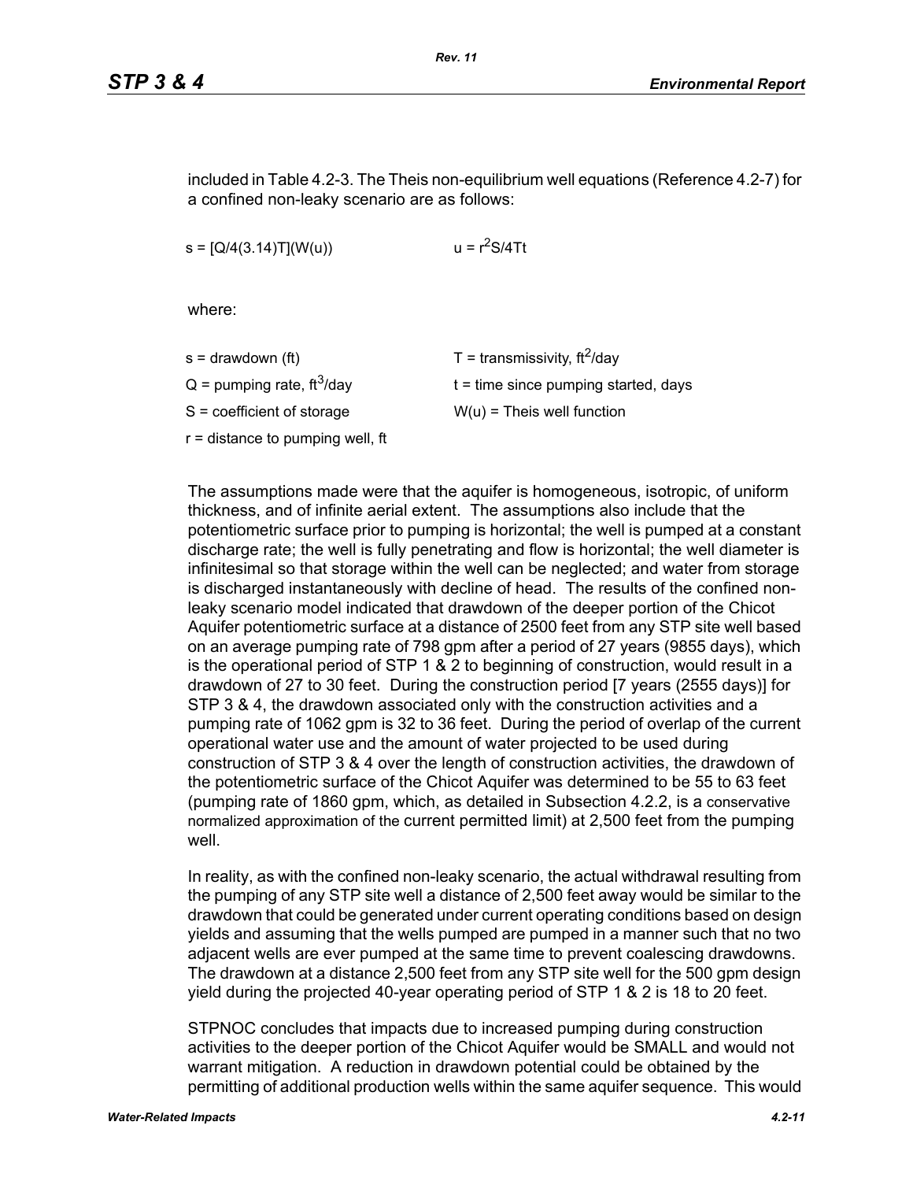included in Table 4.2-3. The Theis non-equilibrium well equations (Reference 4.2-7) for a confined non-leaky scenario are as follows:

$s = [Q/4(3.14)T](W(u))$ $\qquad$ $u = r^2S/4Tt$

where:

$s$ = drawdown (ft) $\qquad$ $T$ = transmissivity, $ft^2$/day

$Q$ = pumping rate, $ft^3$/day $\qquad$ $t$ = time since pumping started, days

$S$ = coefficient of storage $\qquad$ $W(u)$ = Theis well function

$r$ = distance to pumping well, ft

The assumptions made were that the aquifer is homogeneous, isotropic, of uniform thickness, and of infinite aerial extent. The assumptions also include that the potentiometric surface prior to pumping is horizontal; the well is pumped at a constant discharge rate; the well is fully penetrating and flow is horizontal; the well diameter is infinitesimal so that storage within the well can be neglected; and water from storage is discharged instantaneously with decline of head. The results of the confined non-leaky scenario model indicated that drawdown of the deeper portion of the Chicot Aquifer potentiometric surface at a distance of 2500 feet from any STP site well based on an average pumping rate of 798 gpm after a period of 27 years (9855 days), which is the operational period of STP 1 & 2 to beginning of construction, would result in a drawdown of 27 to 30 feet. During the construction period [7 years (2555 days)] for STP 3 & 4, the drawdown associated only with the construction activities and a pumping rate of 1062 gpm is 32 to 36 feet. During the period of overlap of the current operational water use and the amount of water projected to be used during construction of STP 3 & 4 over the length of construction activities, the drawdown of the potentiometric surface of the Chicot Aquifer was determined to be 55 to 63 feet (pumping rate of 1860 gpm, which, as detailed in Subsection 4.2.2, is a conservative normalized approximation of the current permitted limit) at 2,500 feet from the pumping well.

In reality, as with the confined non-leaky scenario, the actual withdrawal resulting from the pumping of any STP site well a distance of 2,500 feet away would be similar to the drawdown that could be generated under current operating conditions based on design yields and assuming that the wells pumped are pumped in a manner such that no two adjacent wells are ever pumped at the same time to prevent coalescing drawdowns. The drawdown at a distance 2,500 feet from any STP site well for the 500 gpm design yield during the projected 40-year operating period of STP 1 & 2 is 18 to 20 feet.

STPNOC concludes that impacts due to increased pumping during construction activities to the deeper portion of the Chicot Aquifer would be SMALL and would not warrant mitigation. A reduction in drawdown potential could be obtained by the permitting of additional production wells within the same aquifer sequence. This would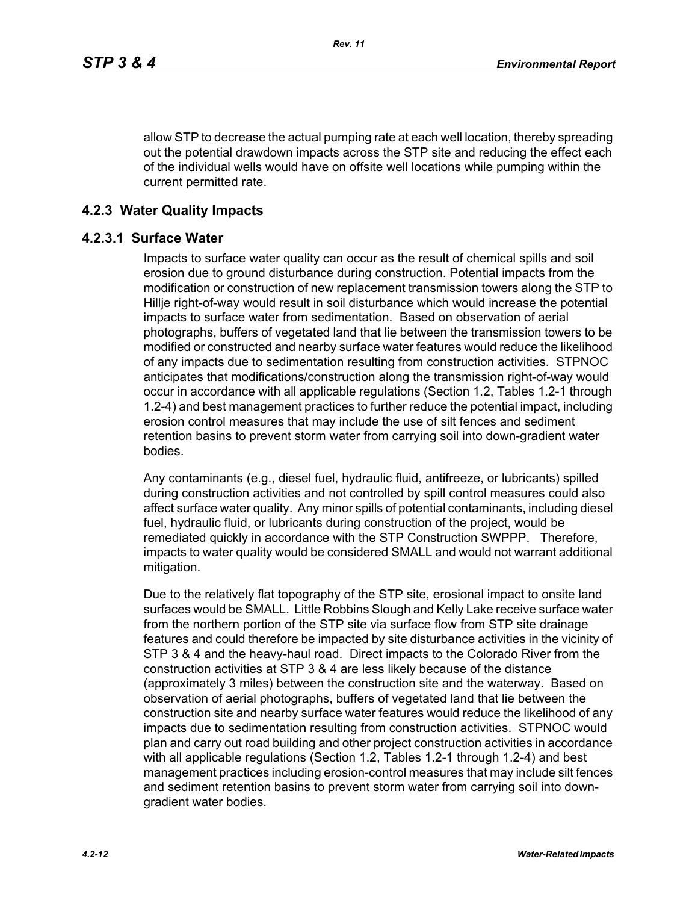allow STP to decrease the actual pumping rate at each well location, thereby spreading out the potential drawdown impacts across the STP site and reducing the effect each of the individual wells would have on offsite well locations while pumping within the current permitted rate.

## 4.2.3 Water Quality Impacts

### 4.2.3.1 Surface Water

Impacts to surface water quality can occur as the result of chemical spills and soil erosion due to ground disturbance during construction. Potential impacts from the modification or construction of new replacement transmission towers along the STP to Hillje right-of-way would result in soil disturbance which would increase the potential impacts to surface water from sedimentation. Based on observation of aerial photographs, buffers of vegetated land that lie between the transmission towers to be modified or constructed and nearby surface water features would reduce the likelihood of any impacts due to sedimentation resulting from construction activities. STPNOC anticipates that modifications/construction along the transmission right-of-way would occur in accordance with all applicable regulations (Section 1.2, Tables 1.2-1 through 1.2-4) and best management practices to further reduce the potential impact, including erosion control measures that may include the use of silt fences and sediment retention basins to prevent storm water from carrying soil into down-gradient water bodies.

Any contaminants (e.g., diesel fuel, hydraulic fluid, antifreeze, or lubricants) spilled during construction activities and not controlled by spill control measures could also affect surface water quality. Any minor spills of potential contaminants, including diesel fuel, hydraulic fluid, or lubricants during construction of the project, would be remediated quickly in accordance with the STP Construction SWPPP. Therefore, impacts to water quality would be considered SMALL and would not warrant additional mitigation.

Due to the relatively flat topography of the STP site, erosional impact to onsite land surfaces would be SMALL. Little Robbins Slough and Kelly Lake receive surface water from the northern portion of the STP site via surface flow from STP site drainage features and could therefore be impacted by site disturbance activities in the vicinity of STP 3 & 4 and the heavy-haul road. Direct impacts to the Colorado River from the construction activities at STP 3 & 4 are less likely because of the distance (approximately 3 miles) between the construction site and the waterway. Based on observation of aerial photographs, buffers of vegetated land that lie between the construction site and nearby surface water features would reduce the likelihood of any impacts due to sedimentation resulting from construction activities. STPNOC would plan and carry out road building and other project construction activities in accordance with all applicable regulations (Section 1.2, Tables 1.2-1 through 1.2-4) and best management practices including erosion-control measures that may include silt fences and sediment retention basins to prevent storm water from carrying soil into down-gradient water bodies.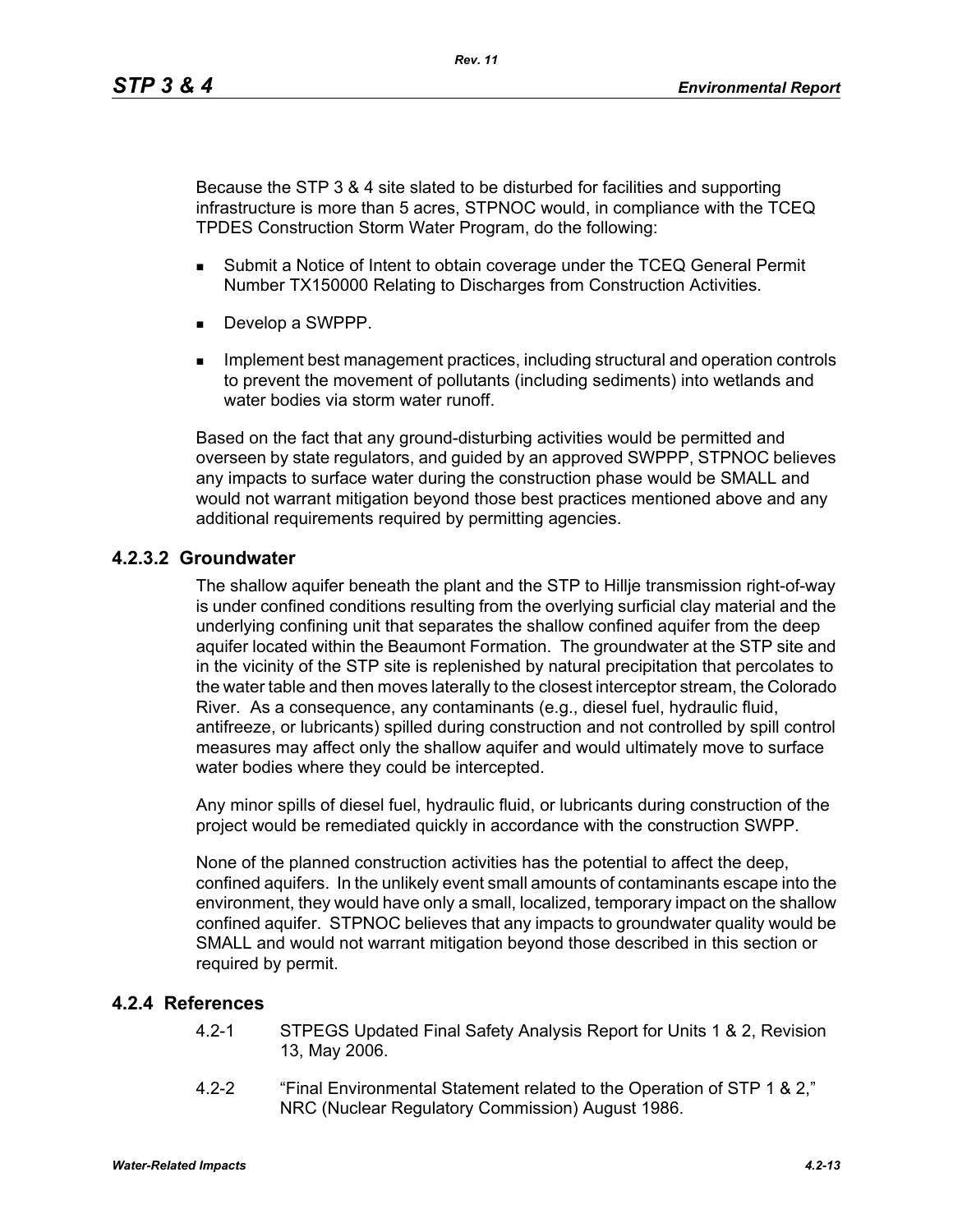Because the STP 3 & 4 site slated to be disturbed for facilities and supporting infrastructure is more than 5 acres, STPNOC would, in compliance with the TCEQ TPDES Construction Storm Water Program, do the following:

- Submit a Notice of Intent to obtain coverage under the TCEQ General Permit Number TX150000 Relating to Discharges from Construction Activities.
- Develop a SWPPP.
- Implement best management practices, including structural and operation controls to prevent the movement of pollutants (including sediments) into wetlands and water bodies via storm water runoff.

Based on the fact that any ground-disturbing activities would be permitted and overseen by state regulators, and guided by an approved SWPPP, STPNOC believes any impacts to surface water during the construction phase would be SMALL and would not warrant mitigation beyond those best practices mentioned above and any additional requirements required by permitting agencies.

### 4.2.3.2 Groundwater

The shallow aquifer beneath the plant and the STP to Hillje transmission right-of-way is under confined conditions resulting from the overlying surficial clay material and the underlying confining unit that separates the shallow confined aquifer from the deep aquifer located within the Beaumont Formation. The groundwater at the STP site and in the vicinity of the STP site is replenished by natural precipitation that percolates to the water table and then moves laterally to the closest interceptor stream, the Colorado River. As a consequence, any contaminants (e.g., diesel fuel, hydraulic fluid, antifreeze, or lubricants) spilled during construction and not controlled by spill control measures may affect only the shallow aquifer and would ultimately move to surface water bodies where they could be intercepted.

Any minor spills of diesel fuel, hydraulic fluid, or lubricants during construction of the project would be remediated quickly in accordance with the construction SWPP.

None of the planned construction activities has the potential to affect the deep, confined aquifers. In the unlikely event small amounts of contaminants escape into the environment, they would have only a small, localized, temporary impact on the shallow confined aquifer. STPNOC believes that any impacts to groundwater quality would be SMALL and would not warrant mitigation beyond those described in this section or required by permit.

## 4.2.4 References

4.2-1 STPEGS Updated Final Safety Analysis Report for Units 1 & 2, Revision 13, May 2006.

4.2-2 "Final Environmental Statement related to the Operation of STP 1 & 2," NRC (Nuclear Regulatory Commission) August 1986.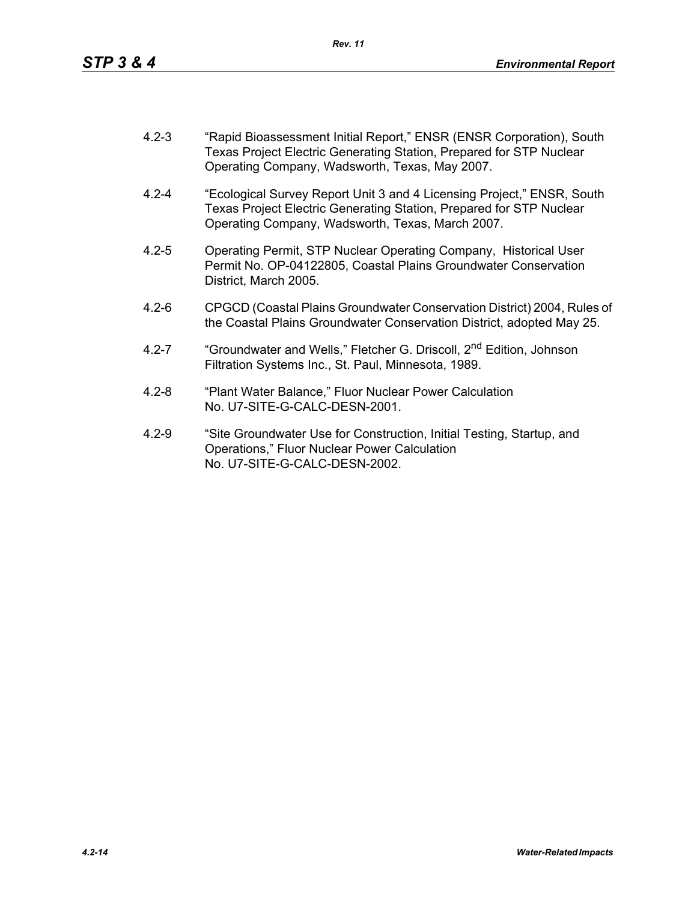4.2-3 "Rapid Bioassessment Initial Report," ENSR (ENSR Corporation), South Texas Project Electric Generating Station, Prepared for STP Nuclear Operating Company, Wadsworth, Texas, May 2007.

4.2-4 "Ecological Survey Report Unit 3 and 4 Licensing Project," ENSR, South Texas Project Electric Generating Station, Prepared for STP Nuclear Operating Company, Wadsworth, Texas, March 2007.

4.2-5 Operating Permit, STP Nuclear Operating Company, Historical User Permit No. OP-04122805, Coastal Plains Groundwater Conservation District, March 2005.

4.2-6 CPGCD (Coastal Plains Groundwater Conservation District) 2004, Rules of the Coastal Plains Groundwater Conservation District, adopted May 25.

4.2-7 "Groundwater and Wells," Fletcher G. Driscoll, 2nd Edition, Johnson Filtration Systems Inc., St. Paul, Minnesota, 1989.

4.2-8 "Plant Water Balance," Fluor Nuclear Power Calculation No. U7-SITE-G-CALC-DESN-2001.

4.2-9 "Site Groundwater Use for Construction, Initial Testing, Startup, and Operations," Fluor Nuclear Power Calculation No. U7-SITE-G-CALC-DESN-2002.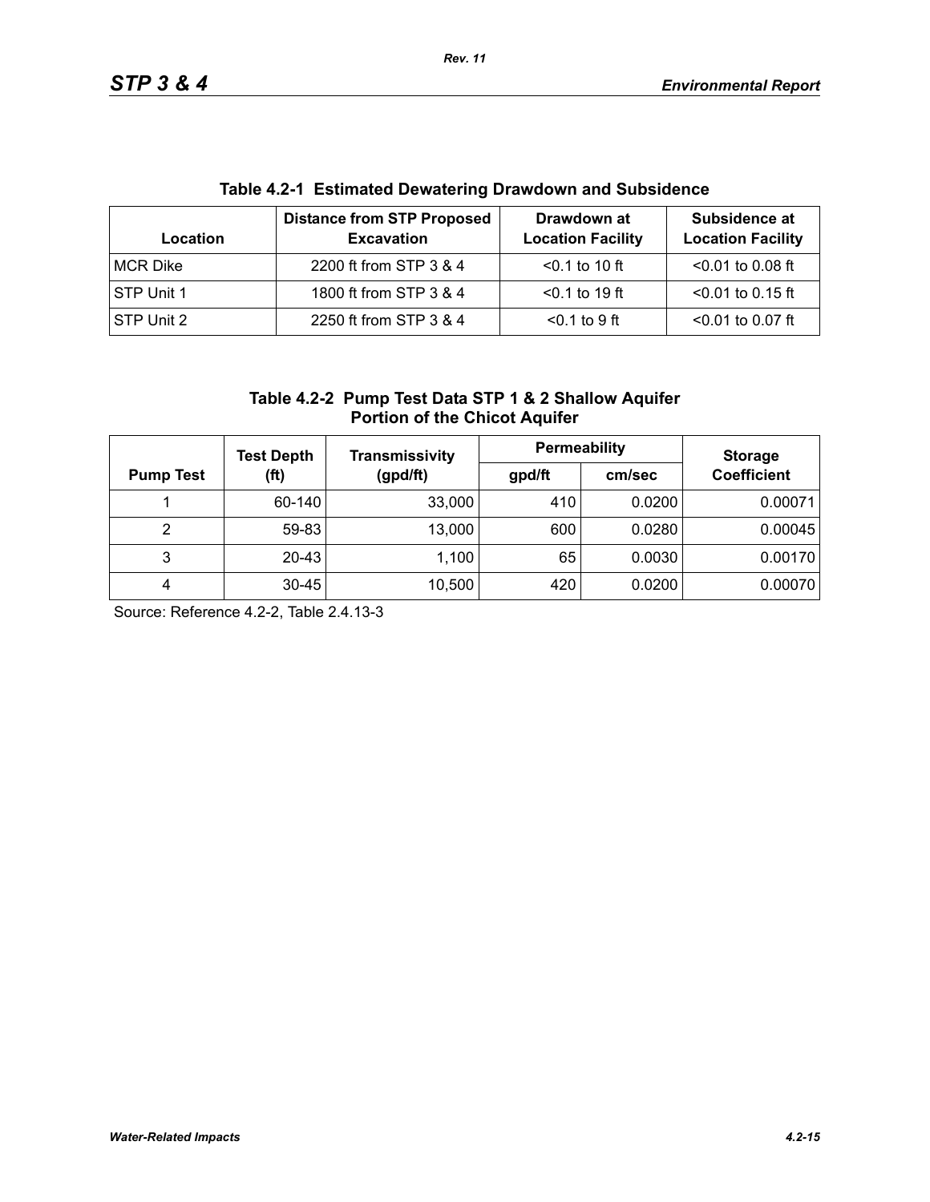**Table 4.2-1 Estimated Dewatering Drawdown and Subsidence**

| Location | Distance from STP Proposed Excavation | Drawdown at Location Facility | Subsidence at Location Facility |
|---|---|---|---|
| MCR Dike | 2200 ft from STP 3 & 4 | <0.1 to 10 ft | <0.01 to 0.08 ft |
| STP Unit 1 | 1800 ft from STP 3 & 4 | <0.1 to 19 ft | <0.01 to 0.15 ft |
| STP Unit 2 | 2250 ft from STP 3 & 4 | <0.1 to 9 ft | <0.01 to 0.07 ft |

**Table 4.2-2 Pump Test Data STP 1 & 2 Shallow Aquifer Portion of the Chicot Aquifer**

| Pump Test | Test Depth (ft) | Transmissivity (gpd/ft) | Permeability | | Storage Coefficient |
|---|---|---|---|---|---|
| | | | gpd/ft | cm/sec | |
| 1 | 60-140 | 33,000 | 410 | 0.0200 | 0.00071 |
| 2 | 59-83 | 13,000 | 600 | 0.0280 | 0.00045 |
| 3 | 20-43 | 1,100 | 65 | 0.0030 | 0.00170 |
| 4 | 30-45 | 10,500 | 420 | 0.0200 | 0.00070 |

Source: Reference 4.2-2, Table 2.4.13-3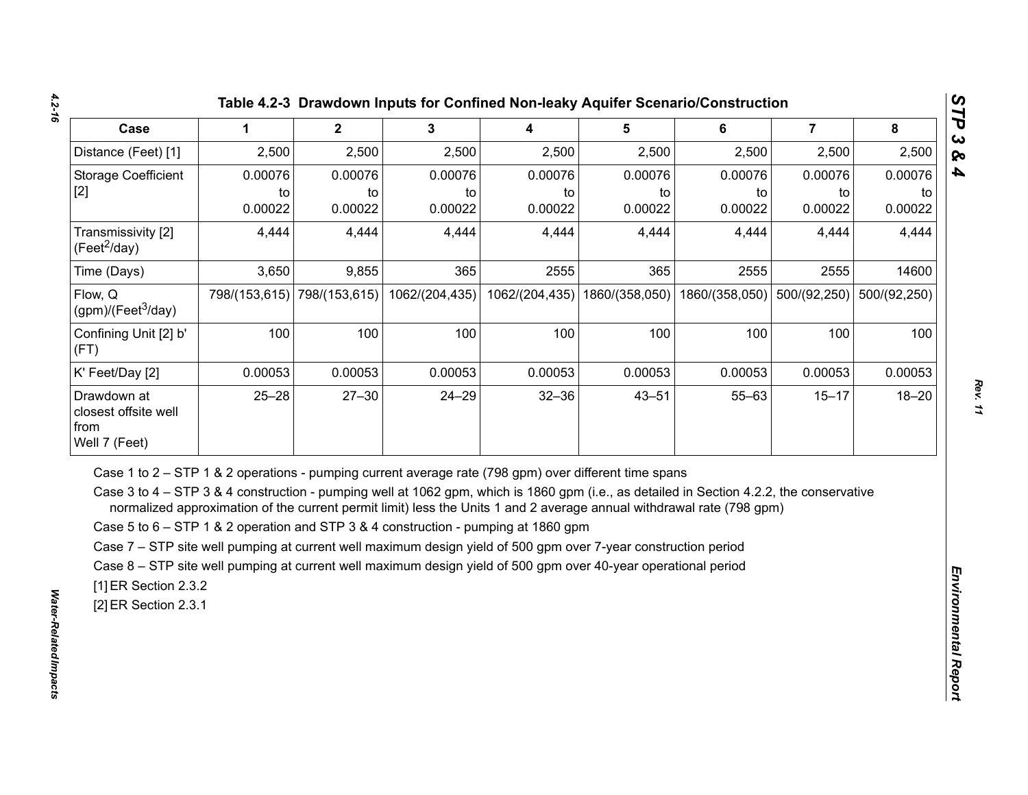### Table 4.2-3 Drawdown Inputs for Confined Non-leaky Aquifer Scenario/Construction

| Case | 1 | 2 | 3 | 4 | 5 | 6 | 7 | 8 |
|---|---|---|---|---|---|---|---|---|
| Distance (Feet) [1] | 2,500 | 2,500 | 2,500 | 2,500 | 2,500 | 2,500 | 2,500 | 2,500 |
| Storage Coefficient [2] | 0.00076 to 0.00022 | 0.00076 to 0.00022 | 0.00076 to 0.00022 | 0.00076 to 0.00022 | 0.00076 to 0.00022 | 0.00076 to 0.00022 | 0.00076 to 0.00022 | 0.00076 to 0.00022 |
| Transmissivity [2] (Feet$^2$/day) | 4,444 | 4,444 | 4,444 | 4,444 | 4,444 | 4,444 | 4,444 | 4,444 |
| Time (Days) | 3,650 | 9,855 | 365 | 2555 | 365 | 2555 | 2555 | 14600 |
| Flow, Q (gpm)/(Feet$^3$/day) | 798/(153,615) | 798/(153,615) | 1062/(204,435) | 1062/(204,435) | 1860/(358,050) | 1860/(358,050) | 500/(92,250) | 500/(92,250) |
| Confining Unit [2] b' (FT) | 100 | 100 | 100 | 100 | 100 | 100 | 100 | 100 |
| K' Feet/Day [2] | 0.00053 | 0.00053 | 0.00053 | 0.00053 | 0.00053 | 0.00053 | 0.00053 | 0.00053 |
| Drawdown at closest offsite well from Well 7 (Feet) | 25–28 | 27–30 | 24–29 | 32–36 | 43–51 | 55–63 | 15–17 | 18–20 |

Case 1 to 2 – STP 1 & 2 operations - pumping current average rate (798 gpm) over different time spans

Case 3 to 4 – STP 3 & 4 construction - pumping well at 1062 gpm, which is 1860 gpm (i.e., as detailed in Section 4.2.2, the conservative normalized approximation of the current permit limit) less the Units 1 and 2 average annual withdrawal rate (798 gpm)

Case 5 to 6 – STP 1 & 2 operation and STP 3 & 4 construction - pumping at 1860 gpm

Case 7 – STP site well pumping at current well maximum design yield of 500 gpm over 7-year construction period

Case 8 – STP site well pumping at current well maximum design yield of 500 gpm over 40-year operational period

[1] ER Section 2.3.2

[2] ER Section 2.3.1